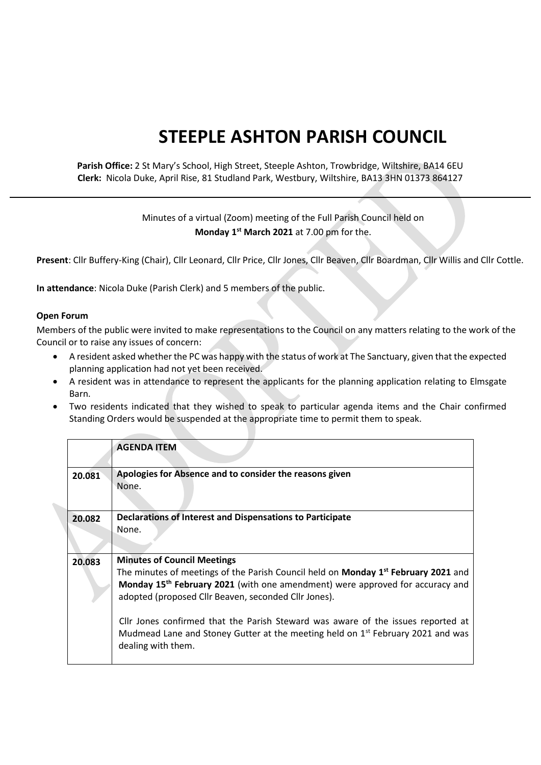# STEEPLE ASHTON PARISH COUNCIL

**Parish Office:** 2 St Mary's School, High Street, Steeple Ashton, Trowbridge, Wiltshire, BA14 6EU
**Clerk:** Nicola Duke, April Rise, 81 Studland Park, Westbury, Wiltshire, BA13 3HN 01373 864127

Minutes of a virtual (Zoom) meeting of the Full Parish Council held on
**Monday 1st March 2021** at 7.00 pm for the.

**Present**: Cllr Buffery-King (Chair), Cllr Leonard, Cllr Price, Cllr Jones, Cllr Beaven, Cllr Boardman, Cllr Willis and Cllr Cottle.

**In attendance**: Nicola Duke (Parish Clerk) and 5 members of the public.

**Open Forum**

Members of the public were invited to make representations to the Council on any matters relating to the work of the Council or to raise any issues of concern:

- A resident asked whether the PC was happy with the status of work at The Sanctuary, given that the expected planning application had not yet been received.
- A resident was in attendance to represent the applicants for the planning application relating to Elmsgate Barn.
- Two residents indicated that they wished to speak to particular agenda items and the Chair confirmed Standing Orders would be suspended at the appropriate time to permit them to speak.

| | **AGENDA ITEM** |
|---|---|
| **20.081** | **Apologies for Absence and to consider the reasons given**<br>None. |
| **20.082** | **Declarations of Interest and Dispensations to Participate**<br>None. |
| **20.083** | **Minutes of Council Meetings**<br>The minutes of meetings of the Parish Council held on **Monday 1st February 2021** and **Monday 15th February 2021** (with one amendment) were approved for accuracy and adopted (proposed Cllr Beaven, seconded Cllr Jones).<br><br>Cllr Jones confirmed that the Parish Steward was aware of the issues reported at Mudmead Lane and Stoney Gutter at the meeting held on 1st February 2021 and was dealing with them. |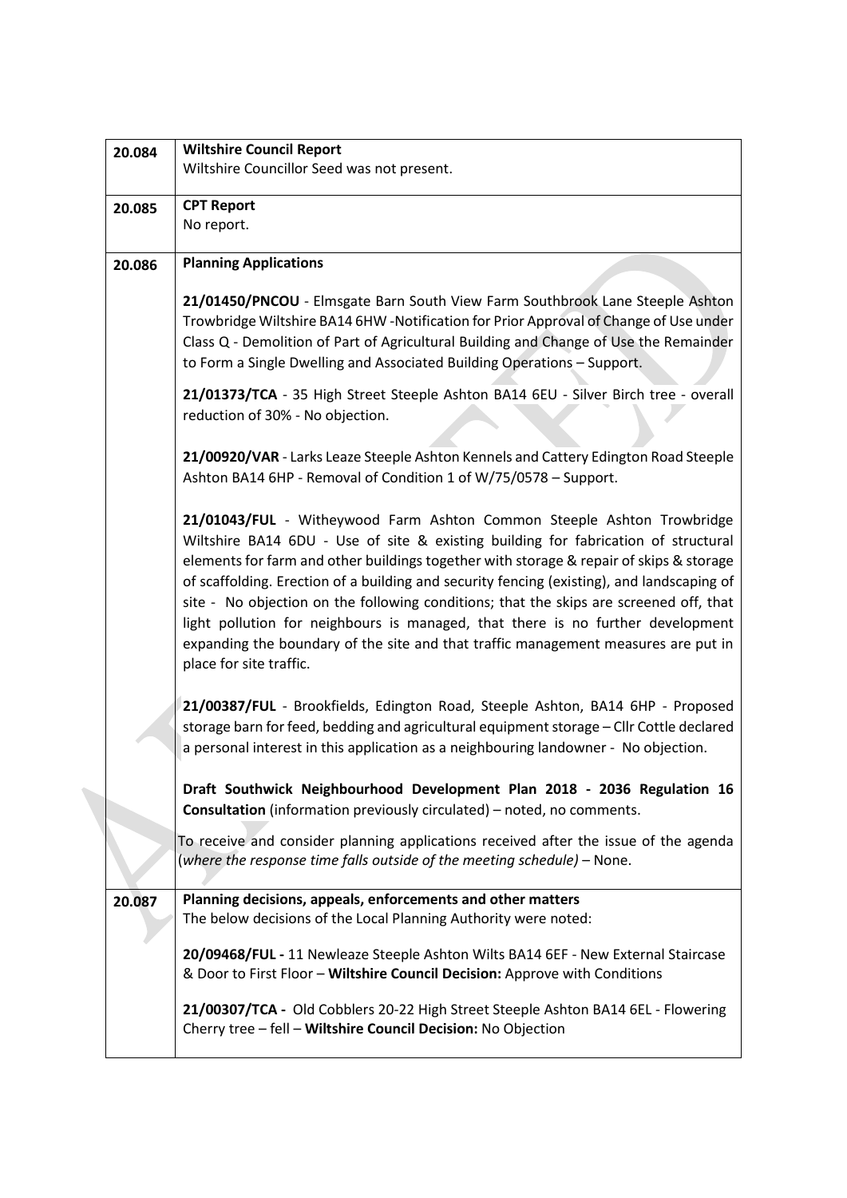| | |
|---|---|
| 20.084 | **Wiltshire Council Report**<br>Wiltshire Councillor Seed was not present. |
| 20.085 | **CPT Report**<br>No report. |
| 20.086 | **Planning Applications**<br><br>**21/01450/PNCOU** - Elmsgate Barn South View Farm Southbrook Lane Steeple Ashton Trowbridge Wiltshire BA14 6HW -Notification for Prior Approval of Change of Use under Class Q - Demolition of Part of Agricultural Building and Change of Use the Remainder to Form a Single Dwelling and Associated Building Operations – Support.<br><br>**21/01373/TCA** - 35 High Street Steeple Ashton BA14 6EU - Silver Birch tree - overall reduction of 30% - No objection.<br><br>**21/00920/VAR** - Larks Leaze Steeple Ashton Kennels and Cattery Edington Road Steeple Ashton BA14 6HP - Removal of Condition 1 of W/75/0578 – Support.<br><br>**21/01043/FUL** - Witheywood Farm Ashton Common Steeple Ashton Trowbridge Wiltshire BA14 6DU - Use of site & existing building for fabrication of structural elements for farm and other buildings together with storage & repair of skips & storage of scaffolding. Erection of a building and security fencing (existing), and landscaping of site - No objection on the following conditions; that the skips are screened off, that light pollution for neighbours is managed, that there is no further development expanding the boundary of the site and that traffic management measures are put in place for site traffic.<br><br>**21/00387/FUL** - Brookfields, Edington Road, Steeple Ashton, BA14 6HP - Proposed storage barn for feed, bedding and agricultural equipment storage – Cllr Cottle declared a personal interest in this application as a neighbouring landowner - No objection.<br><br>**Draft Southwick Neighbourhood Development Plan 2018 - 2036 Regulation 16 Consultation** (information previously circulated) – noted, no comments.<br><br>To receive and consider planning applications received after the issue of the agenda (*where the response time falls outside of the meeting schedule)* – None. |
| 20.087 | **Planning decisions, appeals, enforcements and other matters**<br>The below decisions of the Local Planning Authority were noted:<br><br>**20/09468/FUL -** 11 Newleaze Steeple Ashton Wilts BA14 6EF - New External Staircase & Door to First Floor – **Wiltshire Council Decision:** Approve with Conditions<br><br>**21/00307/TCA -** Old Cobblers 20-22 High Street Steeple Ashton BA14 6EL - Flowering Cherry tree – fell – **Wiltshire Council Decision:** No Objection |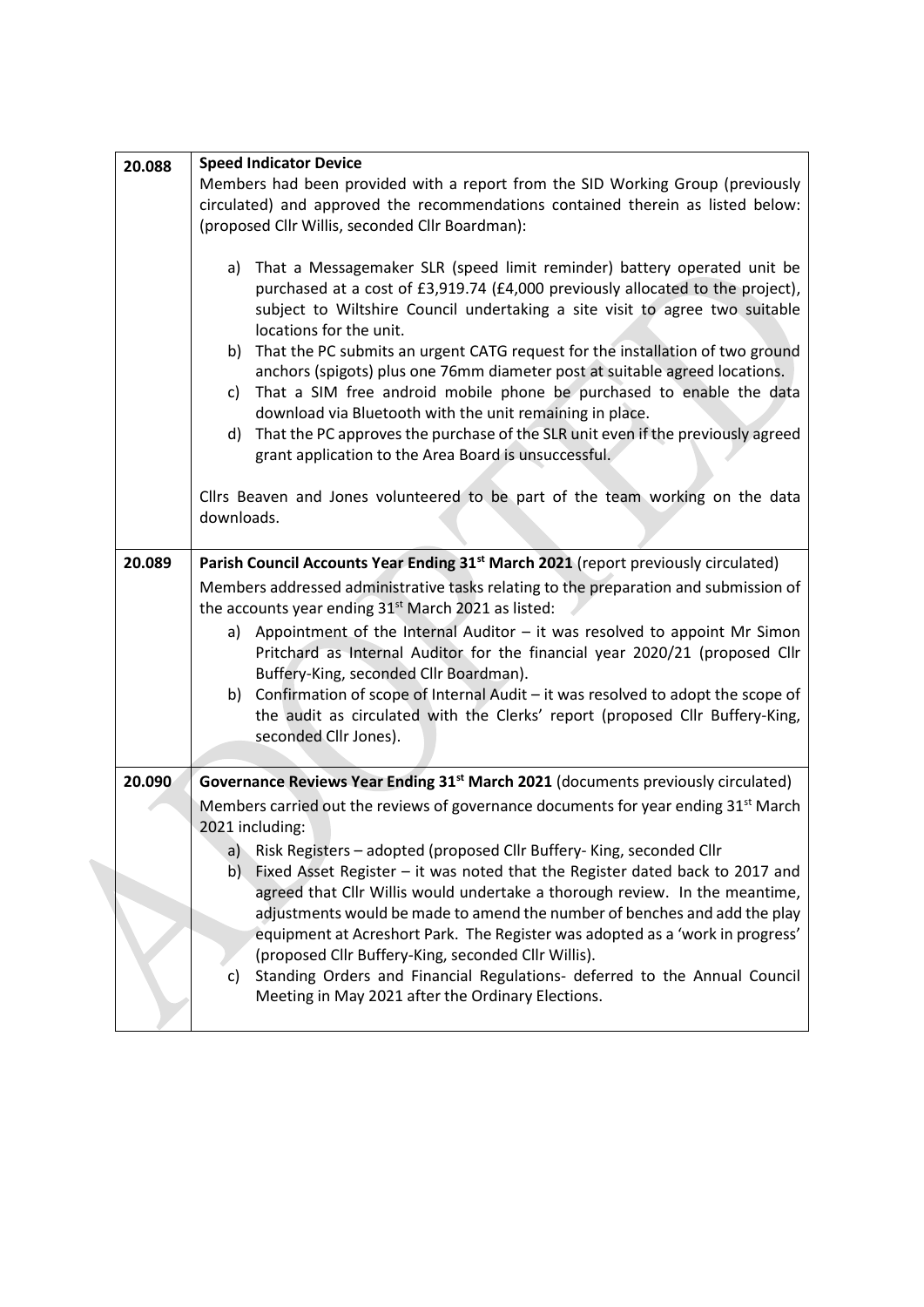| | |
|---|---|
| 20.088 | **Speed Indicator Device**<br>Members had been provided with a report from the SID Working Group (previously circulated) and approved the recommendations contained therein as listed below: (proposed Cllr Willis, seconded Cllr Boardman):<br><br>a) That a Messagemaker SLR (speed limit reminder) battery operated unit be purchased at a cost of £3,919.74 (£4,000 previously allocated to the project), subject to Wiltshire Council undertaking a site visit to agree two suitable locations for the unit.<br>b) That the PC submits an urgent CATG request for the installation of two ground anchors (spigots) plus one 76mm diameter post at suitable agreed locations.<br>c) That a SIM free android mobile phone be purchased to enable the data download via Bluetooth with the unit remaining in place.<br>d) That the PC approves the purchase of the SLR unit even if the previously agreed grant application to the Area Board is unsuccessful.<br><br>Cllrs Beaven and Jones volunteered to be part of the team working on the data downloads. |
| 20.089 | **Parish Council Accounts Year Ending 31st March 2021** (report previously circulated)<br>Members addressed administrative tasks relating to the preparation and submission of the accounts year ending 31st March 2021 as listed:<br>a) Appointment of the Internal Auditor – it was resolved to appoint Mr Simon Pritchard as Internal Auditor for the financial year 2020/21 (proposed Cllr Buffery-King, seconded Cllr Boardman).<br>b) Confirmation of scope of Internal Audit – it was resolved to adopt the scope of the audit as circulated with the Clerks' report (proposed Cllr Buffery-King, seconded Cllr Jones). |
| 20.090 | **Governance Reviews Year Ending 31st March 2021** (documents previously circulated)<br>Members carried out the reviews of governance documents for year ending 31st March 2021 including:<br>a) Risk Registers – adopted (proposed Cllr Buffery- King, seconded Cllr<br>b) Fixed Asset Register – it was noted that the Register dated back to 2017 and agreed that Cllr Willis would undertake a thorough review. In the meantime, adjustments would be made to amend the number of benches and add the play equipment at Acreshort Park. The Register was adopted as a 'work in progress' (proposed Cllr Buffery-King, seconded Cllr Willis).<br>c) Standing Orders and Financial Regulations- deferred to the Annual Council Meeting in May 2021 after the Ordinary Elections. |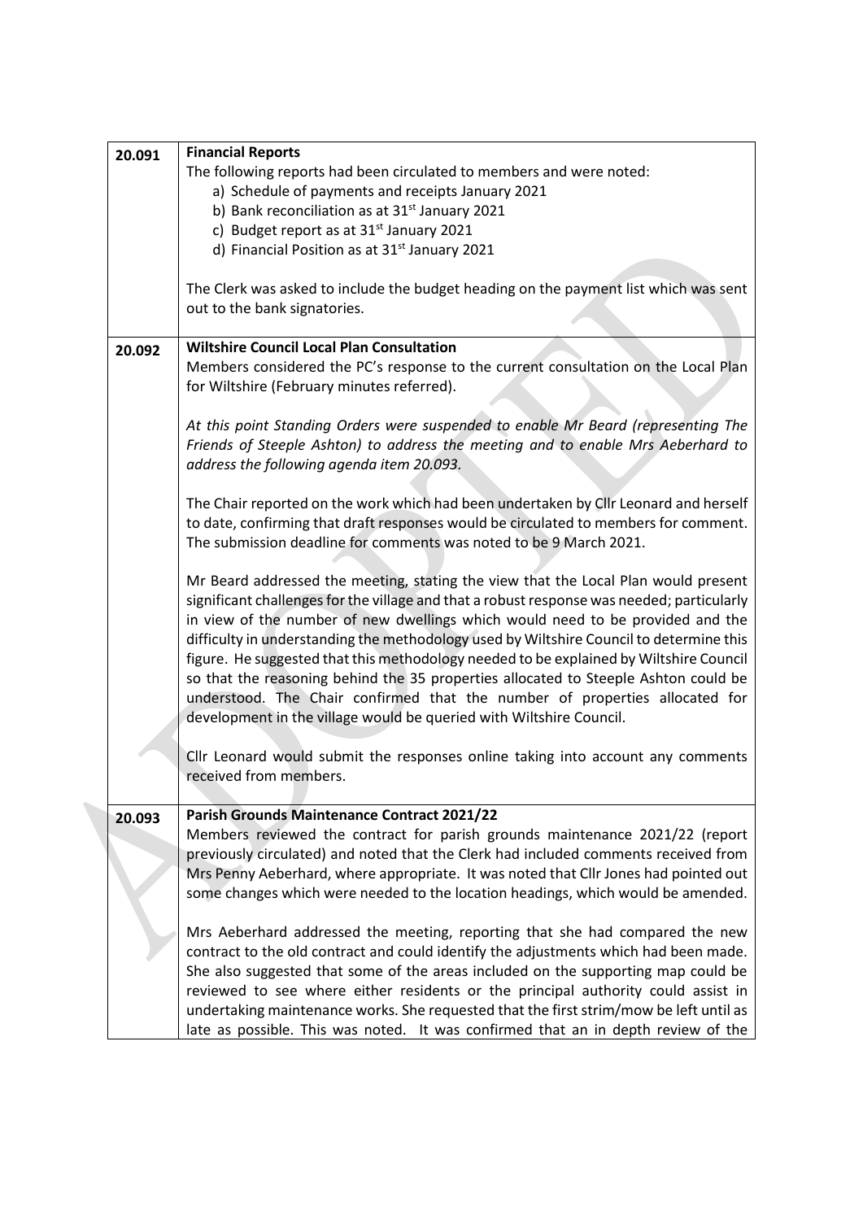| | |
|---|---|
| **20.091** | **Financial Reports**<br>The following reports had been circulated to members and were noted:<br>a) Schedule of payments and receipts January 2021<br>b) Bank reconciliation as at 31st January 2021<br>c) Budget report as at 31st January 2021<br>d) Financial Position as at 31st January 2021<br><br>The Clerk was asked to include the budget heading on the payment list which was sent out to the bank signatories. |
| **20.092** | **Wiltshire Council Local Plan Consultation**<br>Members considered the PC's response to the current consultation on the Local Plan for Wiltshire (February minutes referred).<br><br>*At this point Standing Orders were suspended to enable Mr Beard (representing The Friends of Steeple Ashton) to address the meeting and to enable Mrs Aeberhard to address the following agenda item 20.093.*<br><br>The Chair reported on the work which had been undertaken by Cllr Leonard and herself to date, confirming that draft responses would be circulated to members for comment. The submission deadline for comments was noted to be 9 March 2021.<br><br>Mr Beard addressed the meeting, stating the view that the Local Plan would present significant challenges for the village and that a robust response was needed; particularly in view of the number of new dwellings which would need to be provided and the difficulty in understanding the methodology used by Wiltshire Council to determine this figure. He suggested that this methodology needed to be explained by Wiltshire Council so that the reasoning behind the 35 properties allocated to Steeple Ashton could be understood. The Chair confirmed that the number of properties allocated for development in the village would be queried with Wiltshire Council.<br><br>Cllr Leonard would submit the responses online taking into account any comments received from members. |
| **20.093** | **Parish Grounds Maintenance Contract 2021/22**<br>Members reviewed the contract for parish grounds maintenance 2021/22 (report previously circulated) and noted that the Clerk had included comments received from Mrs Penny Aeberhard, where appropriate. It was noted that Cllr Jones had pointed out some changes which were needed to the location headings, which would be amended.<br><br>Mrs Aeberhard addressed the meeting, reporting that she had compared the new contract to the old contract and could identify the adjustments which had been made. She also suggested that some of the areas included on the supporting map could be reviewed to see where either residents or the principal authority could assist in undertaking maintenance works. She requested that the first strim/mow be left until as late as possible. This was noted. It was confirmed that an in depth review of the |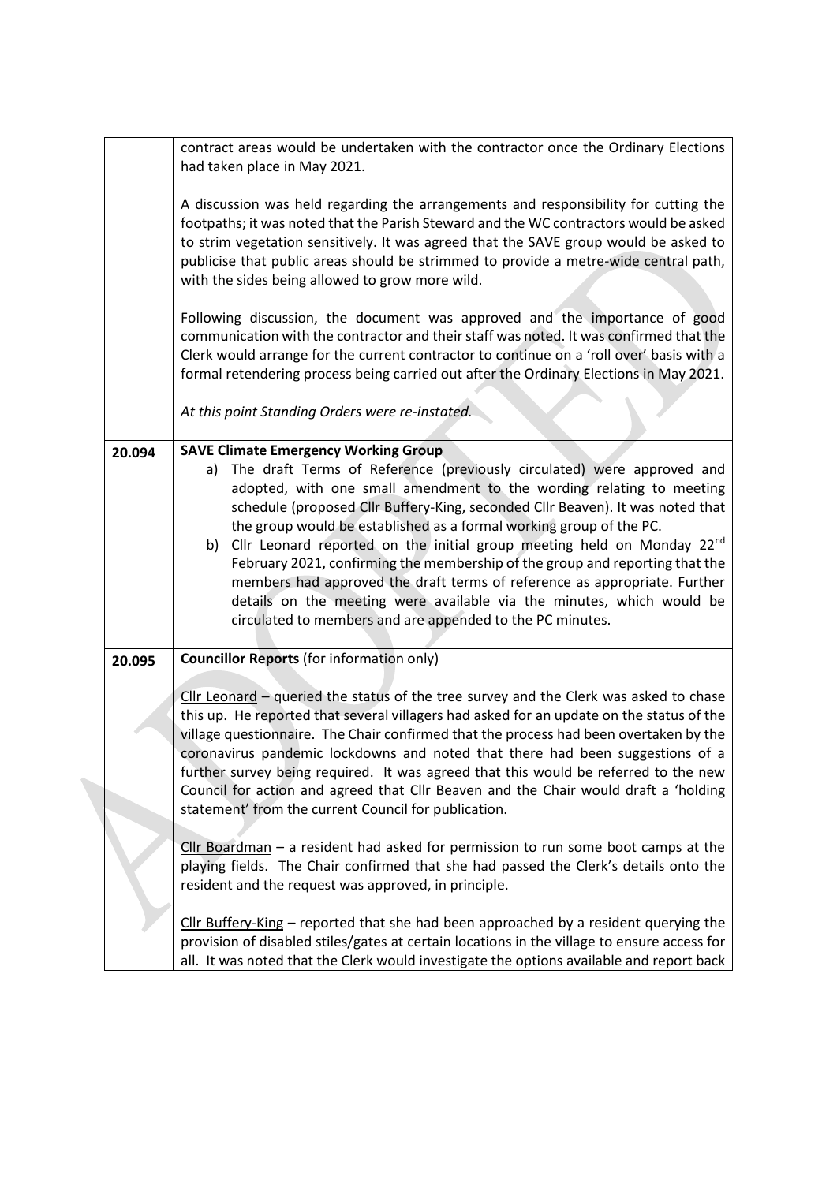| | |
|---|---|
| | contract areas would be undertaken with the contractor once the Ordinary Elections had taken place in May 2021.<br><br>A discussion was held regarding the arrangements and responsibility for cutting the footpaths; it was noted that the Parish Steward and the WC contractors would be asked to strim vegetation sensitively. It was agreed that the SAVE group would be asked to publicise that public areas should be strimmed to provide a metre-wide central path, with the sides being allowed to grow more wild.<br><br>Following discussion, the document was approved and the importance of good communication with the contractor and their staff was noted. It was confirmed that the Clerk would arrange for the current contractor to continue on a 'roll over' basis with a formal retendering process being carried out after the Ordinary Elections in May 2021.<br><br>*At this point Standing Orders were re-instated.* |
| 20.094 | **SAVE Climate Emergency Working Group**<br>a) The draft Terms of Reference (previously circulated) were approved and adopted, with one small amendment to the wording relating to meeting schedule (proposed Cllr Buffery-King, seconded Cllr Beaven). It was noted that the group would be established as a formal working group of the PC.<br>b) Cllr Leonard reported on the initial group meeting held on Monday 22nd February 2021, confirming the membership of the group and reporting that the members had approved the draft terms of reference as appropriate. Further details on the meeting were available via the minutes, which would be circulated to members and are appended to the PC minutes. |
| 20.095 | **Councillor Reports** (for information only)<br><br>Cllr Leonard – queried the status of the tree survey and the Clerk was asked to chase this up. He reported that several villagers had asked for an update on the status of the village questionnaire. The Chair confirmed that the process had been overtaken by the coronavirus pandemic lockdowns and noted that there had been suggestions of a further survey being required. It was agreed that this would be referred to the new Council for action and agreed that Cllr Beaven and the Chair would draft a 'holding statement' from the current Council for publication.<br><br>Cllr Boardman – a resident had asked for permission to run some boot camps at the playing fields. The Chair confirmed that she had passed the Clerk's details onto the resident and the request was approved, in principle.<br><br>Cllr Buffery-King – reported that she had been approached by a resident querying the provision of disabled stiles/gates at certain locations in the village to ensure access for all. It was noted that the Clerk would investigate the options available and report back |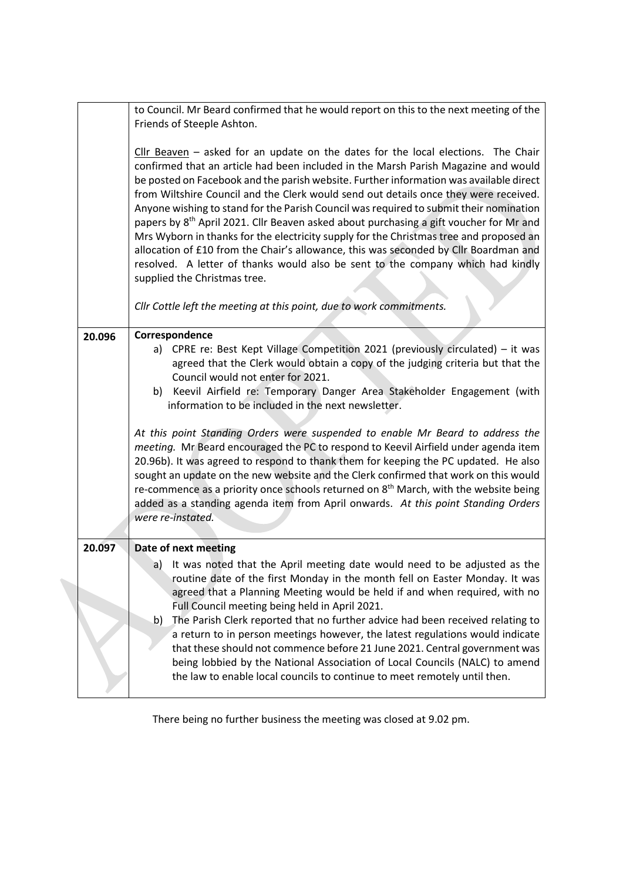| | |
|---|---|
| | to Council. Mr Beard confirmed that he would report on this to the next meeting of the Friends of Steeple Ashton.<br><br><u>Cllr Beaven</u> – asked for an update on the dates for the local elections. The Chair confirmed that an article had been included in the Marsh Parish Magazine and would be posted on Facebook and the parish website. Further information was available direct from Wiltshire Council and the Clerk would send out details once they were received. Anyone wishing to stand for the Parish Council was required to submit their nomination papers by 8th April 2021. Cllr Beaven asked about purchasing a gift voucher for Mr and Mrs Wyborn in thanks for the electricity supply for the Christmas tree and proposed an allocation of £10 from the Chair's allowance, this was seconded by Cllr Boardman and resolved. A letter of thanks would also be sent to the company which had kindly supplied the Christmas tree.<br><br>*Cllr Cottle left the meeting at this point, due to work commitments.* |
| **20.096** | **Correspondence**<br>a) CPRE re: Best Kept Village Competition 2021 (previously circulated) – it was agreed that the Clerk would obtain a copy of the judging criteria but that the Council would not enter for 2021.<br>b) Keevil Airfield re: Temporary Danger Area Stakeholder Engagement (with information to be included in the next newsletter.<br><br>*At this point Standing Orders were suspended to enable Mr Beard to address the meeting.* Mr Beard encouraged the PC to respond to Keevil Airfield under agenda item 20.96b). It was agreed to respond to thank them for keeping the PC updated. He also sought an update on the new website and the Clerk confirmed that work on this would re-commence as a priority once schools returned on 8th March, with the website being added as a standing agenda item from April onwards. *At this point Standing Orders were re-instated.* |
| **20.097** | **Date of next meeting**<br>a) It was noted that the April meeting date would need to be adjusted as the routine date of the first Monday in the month fell on Easter Monday. It was agreed that a Planning Meeting would be held if and when required, with no Full Council meeting being held in April 2021.<br>b) The Parish Clerk reported that no further advice had been received relating to a return to in person meetings however, the latest regulations would indicate that these should not commence before 21 June 2021. Central government was being lobbied by the National Association of Local Councils (NALC) to amend the law to enable local councils to continue to meet remotely until then. |

There being no further business the meeting was closed at 9.02 pm.